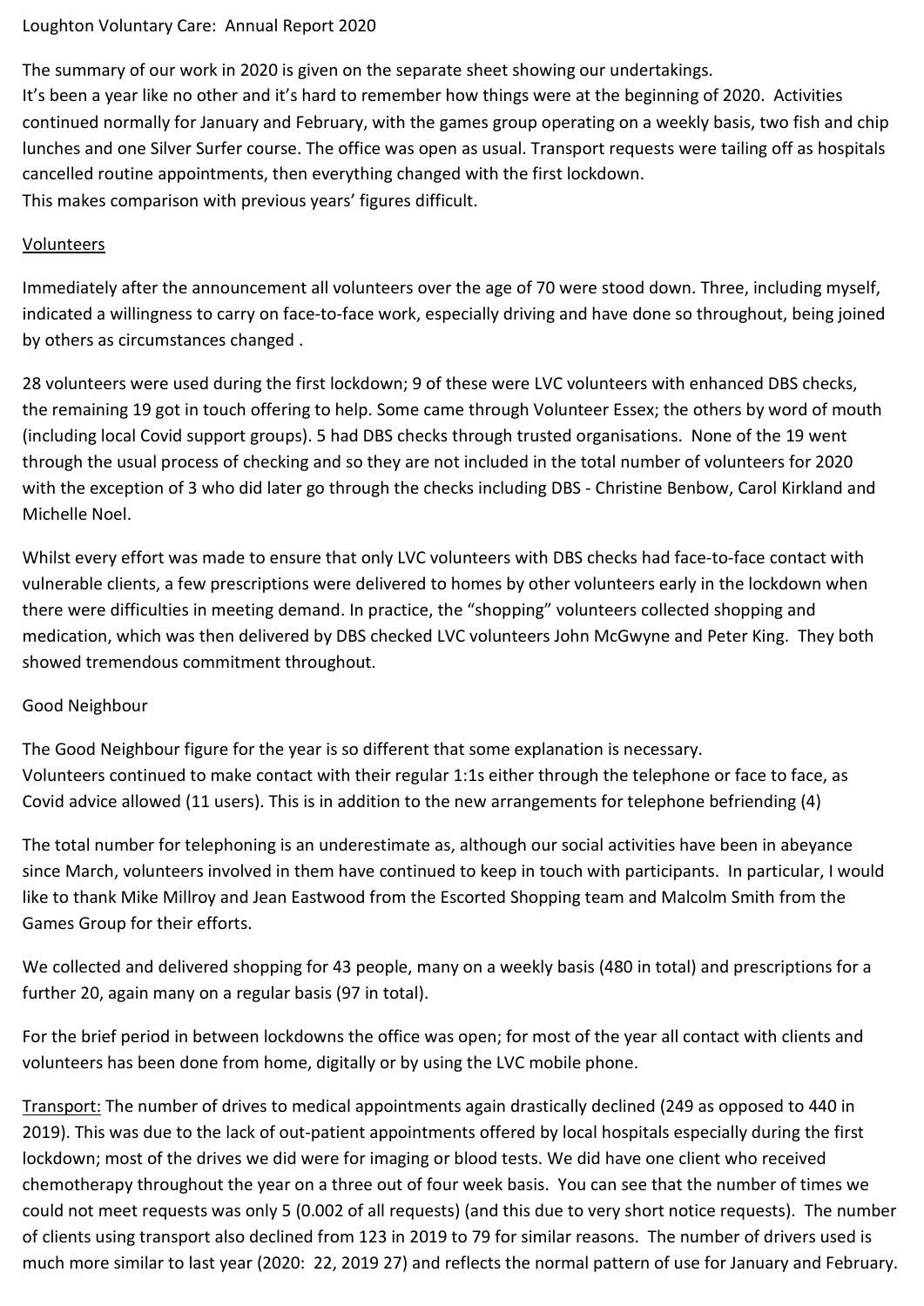Loughton Voluntary Care: Annual Report 2020

The summary of our work in 2020 is given on the separate sheet showing our undertakings.
It's been a year like no other and it's hard to remember how things were at the beginning of 2020. Activities continued normally for January and February, with the games group operating on a weekly basis, two fish and chip lunches and one Silver Surfer course. The office was open as usual. Transport requests were tailing off as hospitals cancelled routine appointments, then everything changed with the first lockdown.
This makes comparison with previous years' figures difficult.

## Volunteers

Immediately after the announcement all volunteers over the age of 70 were stood down. Three, including myself, indicated a willingness to carry on face-to-face work, especially driving and have done so throughout, being joined by others as circumstances changed .

28 volunteers were used during the first lockdown; 9 of these were LVC volunteers with enhanced DBS checks, the remaining 19 got in touch offering to help. Some came through Volunteer Essex; the others by word of mouth (including local Covid support groups). 5 had DBS checks through trusted organisations. None of the 19 went through the usual process of checking and so they are not included in the total number of volunteers for 2020 with the exception of 3 who did later go through the checks including DBS - Christine Benbow, Carol Kirkland and Michelle Noel.

Whilst every effort was made to ensure that only LVC volunteers with DBS checks had face-to-face contact with vulnerable clients, a few prescriptions were delivered to homes by other volunteers early in the lockdown when there were difficulties in meeting demand. In practice, the "shopping" volunteers collected shopping and medication, which was then delivered by DBS checked LVC volunteers John McGwyne and Peter King. They both showed tremendous commitment throughout.

## Good Neighbour

The Good Neighbour figure for the year is so different that some explanation is necessary.
Volunteers continued to make contact with their regular 1:1s either through the telephone or face to face, as Covid advice allowed (11 users). This is in addition to the new arrangements for telephone befriending (4)

The total number for telephoning is an underestimate as, although our social activities have been in abeyance since March, volunteers involved in them have continued to keep in touch with participants. In particular, I would like to thank Mike Millroy and Jean Eastwood from the Escorted Shopping team and Malcolm Smith from the Games Group for their efforts.

We collected and delivered shopping for 43 people, many on a weekly basis (480 in total) and prescriptions for a further 20, again many on a regular basis (97 in total).

For the brief period in between lockdowns the office was open; for most of the year all contact with clients and volunteers has been done from home, digitally or by using the LVC mobile phone.

Transport: The number of drives to medical appointments again drastically declined (249 as opposed to 440 in 2019). This was due to the lack of out-patient appointments offered by local hospitals especially during the first lockdown; most of the drives we did were for imaging or blood tests. We did have one client who received chemotherapy throughout the year on a three out of four week basis. You can see that the number of times we could not meet requests was only 5 (0.002 of all requests) (and this due to very short notice requests). The number of clients using transport also declined from 123 in 2019 to 79 for similar reasons. The number of drivers used is much more similar to last year (2020: 22, 2019 27) and reflects the normal pattern of use for January and February.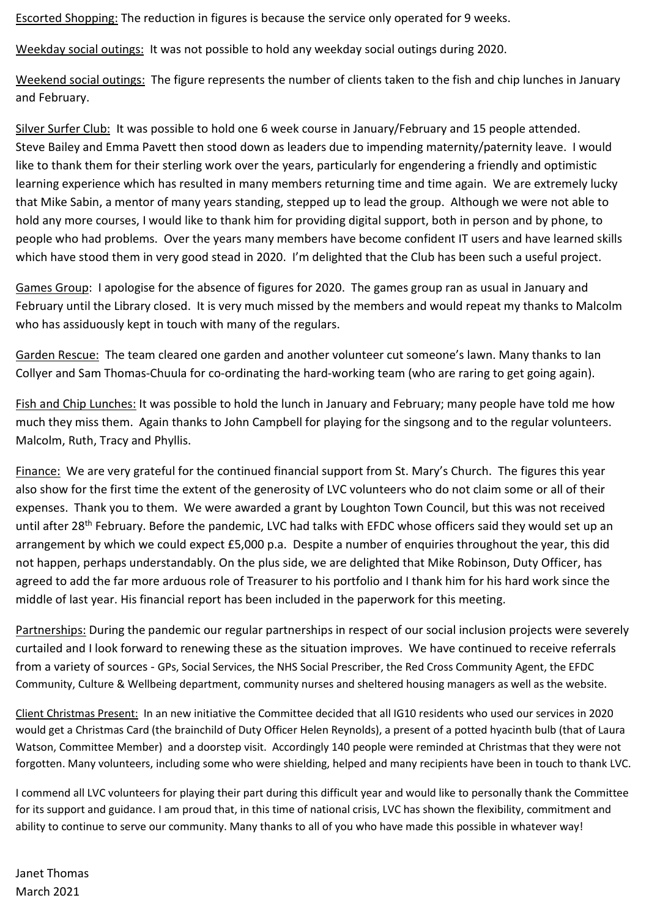Escorted Shopping: The reduction in figures is because the service only operated for 9 weeks.

Weekday social outings: It was not possible to hold any weekday social outings during 2020.

Weekend social outings: The figure represents the number of clients taken to the fish and chip lunches in January and February.

Silver Surfer Club: It was possible to hold one 6 week course in January/February and 15 people attended. Steve Bailey and Emma Pavett then stood down as leaders due to impending maternity/paternity leave. I would like to thank them for their sterling work over the years, particularly for engendering a friendly and optimistic learning experience which has resulted in many members returning time and time again. We are extremely lucky that Mike Sabin, a mentor of many years standing, stepped up to lead the group. Although we were not able to hold any more courses, I would like to thank him for providing digital support, both in person and by phone, to people who had problems. Over the years many members have become confident IT users and have learned skills which have stood them in very good stead in 2020. I'm delighted that the Club has been such a useful project.

Games Group: I apologise for the absence of figures for 2020. The games group ran as usual in January and February until the Library closed. It is very much missed by the members and would repeat my thanks to Malcolm who has assiduously kept in touch with many of the regulars.

Garden Rescue: The team cleared one garden and another volunteer cut someone's lawn. Many thanks to Ian Collyer and Sam Thomas-Chuula for co-ordinating the hard-working team (who are raring to get going again).

Fish and Chip Lunches: It was possible to hold the lunch in January and February; many people have told me how much they miss them. Again thanks to John Campbell for playing for the singsong and to the regular volunteers. Malcolm, Ruth, Tracy and Phyllis.

Finance: We are very grateful for the continued financial support from St. Mary's Church. The figures this year also show for the first time the extent of the generosity of LVC volunteers who do not claim some or all of their expenses. Thank you to them. We were awarded a grant by Loughton Town Council, but this was not received until after 28th February. Before the pandemic, LVC had talks with EFDC whose officers said they would set up an arrangement by which we could expect £5,000 p.a. Despite a number of enquiries throughout the year, this did not happen, perhaps understandably. On the plus side, we are delighted that Mike Robinson, Duty Officer, has agreed to add the far more arduous role of Treasurer to his portfolio and I thank him for his hard work since the middle of last year. His financial report has been included in the paperwork for this meeting.

Partnerships: During the pandemic our regular partnerships in respect of our social inclusion projects were severely curtailed and I look forward to renewing these as the situation improves. We have continued to receive referrals from a variety of sources - GPs, Social Services, the NHS Social Prescriber, the Red Cross Community Agent, the EFDC Community, Culture & Wellbeing department, community nurses and sheltered housing managers as well as the website.

Client Christmas Present: In an new initiative the Committee decided that all IG10 residents who used our services in 2020 would get a Christmas Card (the brainchild of Duty Officer Helen Reynolds), a present of a potted hyacinth bulb (that of Laura Watson, Committee Member) and a doorstep visit. Accordingly 140 people were reminded at Christmas that they were not forgotten. Many volunteers, including some who were shielding, helped and many recipients have been in touch to thank LVC.

I commend all LVC volunteers for playing their part during this difficult year and would like to personally thank the Committee for its support and guidance. I am proud that, in this time of national crisis, LVC has shown the flexibility, commitment and ability to continue to serve our community. Many thanks to all of you who have made this possible in whatever way!

Janet Thomas
March 2021